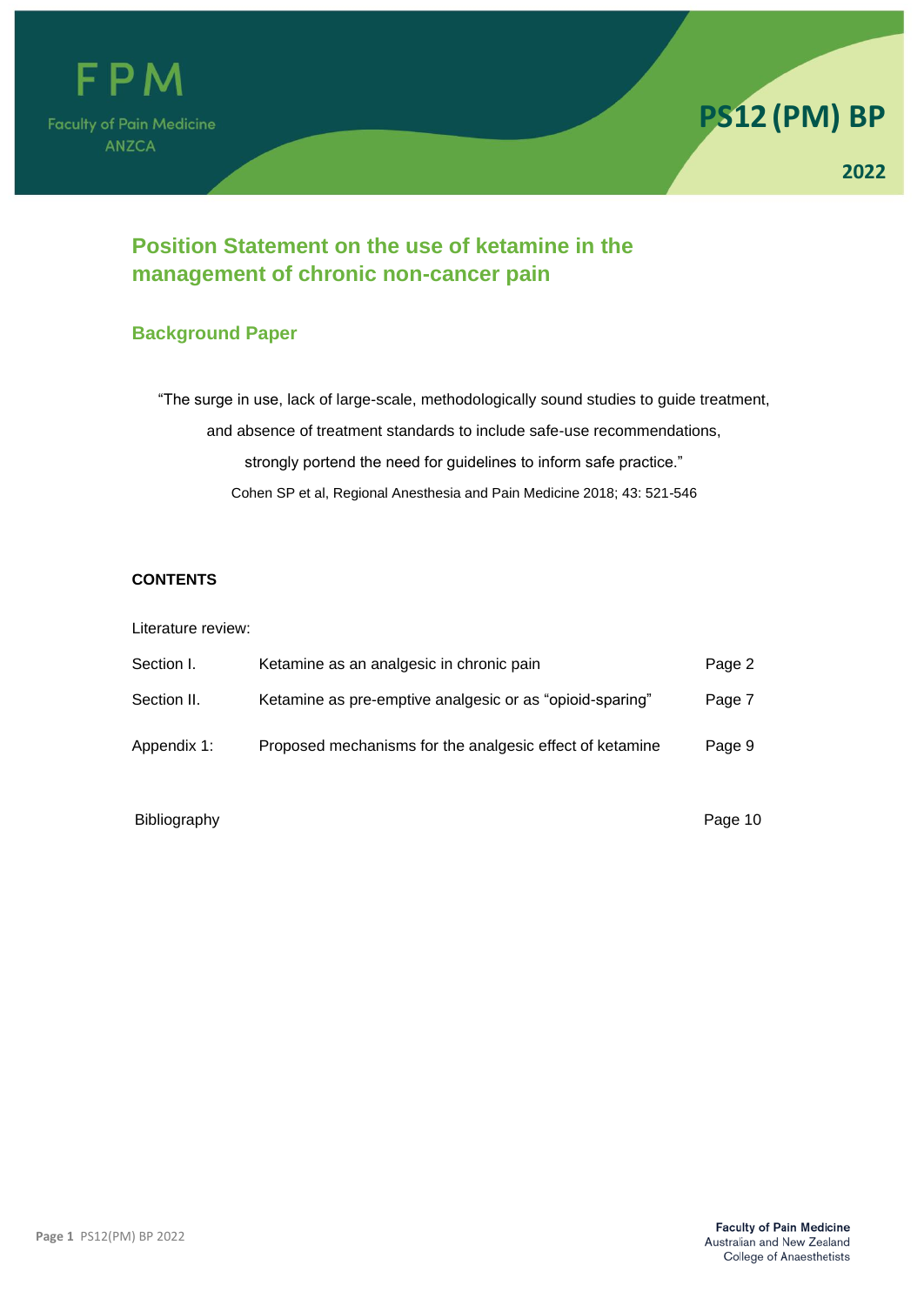FPM

Faculty of Pain Medicine
ANZCA

PS12 (PM) BP

2022

# Position Statement on the use of ketamine in the management of chronic non-cancer pain

## Background Paper

"The surge in use, lack of large-scale, methodologically sound studies to guide treatment, and absence of treatment standards to include safe-use recommendations, strongly portend the need for guidelines to inform safe practice."

Cohen SP et al, Regional Anesthesia and Pain Medicine 2018; 43: 521-546

**CONTENTS**

Literature review:

| | | |
|---|---|---|
| Section I. | Ketamine as an analgesic in chronic pain | Page 2 |
| Section II. | Ketamine as pre-emptive analgesic or as "opioid-sparing" | Page 7 |
| Appendix 1: | Proposed mechanisms for the analgesic effect of ketamine | Page 9 |
| Bibliography | | Page 10 |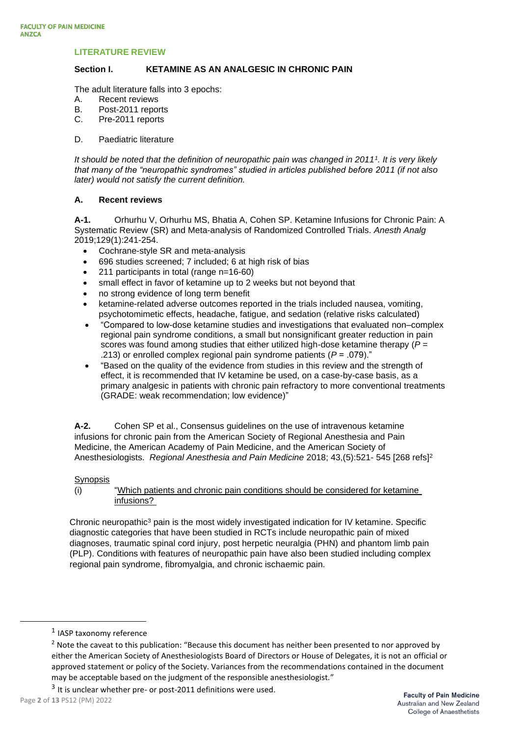## LITERATURE REVIEW

### Section I. KETAMINE AS AN ANALGESIC IN CHRONIC PAIN

The adult literature falls into 3 epochs:

A. Recent reviews
B. Post-2011 reports
C. Pre-2011 reports

D. Paediatric literature

*It should be noted that the definition of neuropathic pain was changed in 2011[1]. It is very likely that many of the "neuropathic syndromes" studied in articles published before 2011 (if not also later) would not satisfy the current definition.*

#### A. Recent reviews

**A-1.** Orhurhu V, Orhurhu MS, Bhatia A, Cohen SP. Ketamine Infusions for Chronic Pain: A Systematic Review (SR) and Meta-analysis of Randomized Controlled Trials. *Anesth Analg* 2019;129(1):241-254.

- Cochrane-style SR and meta-analysis
- 696 studies screened; 7 included; 6 at high risk of bias
- 211 participants in total (range n=16-60)
- small effect in favor of ketamine up to 2 weeks but not beyond that
- no strong evidence of long term benefit
- ketamine-related adverse outcomes reported in the trials included nausea, vomiting, psychotomimetic effects, headache, fatigue, and sedation (relative risks calculated)
- "Compared to low-dose ketamine studies and investigations that evaluated non–complex regional pain syndrome conditions, a small but nonsignificant greater reduction in pain scores was found among studies that either utilized high-dose ketamine therapy (*P* = .213) or enrolled complex regional pain syndrome patients (*P* = .079)."
- "Based on the quality of the evidence from studies in this review and the strength of effect, it is recommended that IV ketamine be used, on a case-by-case basis, as a primary analgesic in patients with chronic pain refractory to more conventional treatments (GRADE: weak recommendation; low evidence)"

**A-2.** Cohen SP et al., Consensus guidelines on the use of intravenous ketamine infusions for chronic pain from the American Society of Regional Anesthesia and Pain Medicine, the American Academy of Pain Medicine, and the American Society of Anesthesiologists. *Regional Anesthesia and Pain Medicine* 2018; 43,(5):521- 545 [268 refs][2]

Synopsis

(i) "Which patients and chronic pain conditions should be considered for ketamine infusions?

Chronic neuropathic[3] pain is the most widely investigated indication for IV ketamine. Specific diagnostic categories that have been studied in RCTs include neuropathic pain of mixed diagnoses, traumatic spinal cord injury, post herpetic neuralgia (PHN) and phantom limb pain (PLP). Conditions with features of neuropathic pain have also been studied including complex regional pain syndrome, fibromyalgia, and chronic ischaemic pain.

---

[1] IASP taxonomy reference

[2] Note the caveat to this publication: "Because this document has neither been presented to nor approved by either the American Society of Anesthesiologists Board of Directors or House of Delegates, it is not an official or approved statement or policy of the Society. Variances from the recommendations contained in the document may be acceptable based on the judgment of the responsible anesthesiologist."

[3] It is unclear whether pre- or post-2011 definitions were used.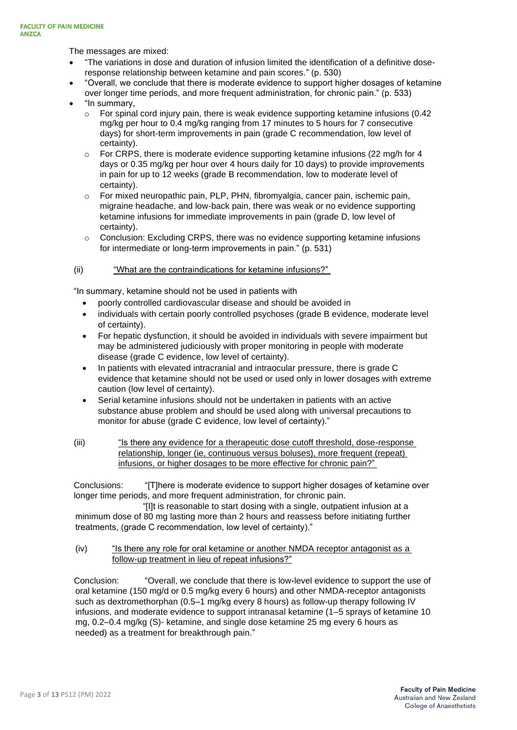The messages are mixed:

- "The variations in dose and duration of infusion limited the identification of a definitive dose-response relationship between ketamine and pain scores." (p. 530)
- "Overall, we conclude that there is moderate evidence to support higher dosages of ketamine over longer time periods, and more frequent administration, for chronic pain." (p. 533)
- "In summary,
    - For spinal cord injury pain, there is weak evidence supporting ketamine infusions (0.42 mg/kg per hour to 0.4 mg/kg ranging from 17 minutes to 5 hours for 7 consecutive days) for short-term improvements in pain (grade C recommendation, low level of certainty).
    - For CRPS, there is moderate evidence supporting ketamine infusions (22 mg/h for 4 days or 0.35 mg/kg per hour over 4 hours daily for 10 days) to provide improvements in pain for up to 12 weeks (grade B recommendation, low to moderate level of certainty).
    - For mixed neuropathic pain, PLP, PHN, fibromyalgia, cancer pain, ischemic pain, migraine headache, and low-back pain, there was weak or no evidence supporting ketamine infusions for immediate improvements in pain (grade D, low level of certainty).
    - Conclusion: Excluding CRPS, there was no evidence supporting ketamine infusions for intermediate or long-term improvements in pain." (p. 531)

(ii) <u>"What are the contraindications for ketamine infusions?"</u>

"In summary, ketamine should not be used in patients with

- poorly controlled cardiovascular disease and should be avoided in
- individuals with certain poorly controlled psychoses (grade B evidence, moderate level of certainty).
- For hepatic dysfunction, it should be avoided in individuals with severe impairment but may be administered judiciously with proper monitoring in people with moderate disease (grade C evidence, low level of certainty).
- In patients with elevated intracranial and intraocular pressure, there is grade C evidence that ketamine should not be used or used only in lower dosages with extreme caution (low level of certainty).
- Serial ketamine infusions should not be undertaken in patients with an active substance abuse problem and should be used along with universal precautions to monitor for abuse (grade C evidence, low level of certainty)."

(iii) <u>"Is there any evidence for a therapeutic dose cutoff threshold, dose-response relationship, longer (ie, continuous versus boluses), more frequent (repeat) infusions, or higher dosages to be more effective for chronic pain?"</u>

Conclusions: "[T]here is moderate evidence to support higher dosages of ketamine over longer time periods, and more frequent administration, for chronic pain.

"[I]t is reasonable to start dosing with a single, outpatient infusion at a minimum dose of 80 mg lasting more than 2 hours and reassess before initiating further treatments, (grade C recommendation, low level of certainty)."

(iv) <u>"Is there any role for oral ketamine or another NMDA receptor antagonist as a follow-up treatment in lieu of repeat infusions?"</u>

Conclusion: "Overall, we conclude that there is low-level evidence to support the use of oral ketamine (150 mg/d or 0.5 mg/kg every 6 hours) and other NMDA-receptor antagonists such as dextromethorphan (0.5–1 mg/kg every 8 hours) as follow-up therapy following IV infusions, and moderate evidence to support intranasal ketamine (1–5 sprays of ketamine 10 mg, 0.2–0.4 mg/kg (S)- ketamine, and single dose ketamine 25 mg every 6 hours as needed) as a treatment for breakthrough pain."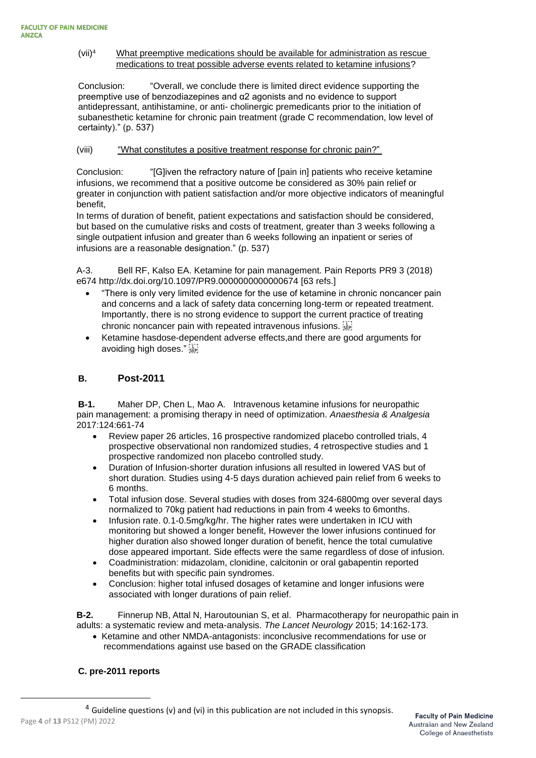(vii)[4] What preemptive medications should be available for administration as rescue medications to treat possible adverse events related to ketamine infusions?

Conclusion: "Overall, we conclude there is limited direct evidence supporting the preemptive use of benzodiazepines and α2 agonists and no evidence to support antidepressant, antihistamine, or anti- cholinergic premedicants prior to the initiation of subanesthetic ketamine for chronic pain treatment (grade C recommendation, low level of certainty)." (p. 537)

(viii) "What constitutes a positive treatment response for chronic pain?"

Conclusion: "[G]iven the refractory nature of [pain in] patients who receive ketamine infusions, we recommend that a positive outcome be considered as 30% pain relief or greater in conjunction with patient satisfaction and/or more objective indicators of meaningful benefit,

In terms of duration of benefit, patient expectations and satisfaction should be considered, but based on the cumulative risks and costs of treatment, greater than 3 weeks following a single outpatient infusion and greater than 6 weeks following an inpatient or series of infusions are a reasonable designation." (p. 537)

A-3. Bell RF, Kalso EA. Ketamine for pain management. Pain Reports PR9 3 (2018) e674 http://dx.doi.org/10.1097/PR9.0000000000000674 [63 refs.]

- "There is only very limited evidence for the use of ketamine in chronic noncancer pain and concerns and a lack of safety data concerning long-term or repeated treatment. Importantly, there is no strong evidence to support the current practice of treating chronic noncancer pain with repeated intravenous infusions.
- Ketamine hasdose-dependent adverse effects,and there are good arguments for avoiding high doses."

## B. Post-2011

**B-1.** Maher DP, Chen L, Mao A. Intravenous ketamine infusions for neuropathic pain management: a promising therapy in need of optimization. *Anaesthesia & Analgesia* 2017:124:661-74

- Review paper 26 articles, 16 prospective randomized placebo controlled trials, 4 prospective observational non randomized studies, 4 retrospective studies and 1 prospective randomized non placebo controlled study.
- Duration of Infusion-shorter duration infusions all resulted in lowered VAS but of short duration. Studies using 4-5 days duration achieved pain relief from 6 weeks to 6 months.
- Total infusion dose. Several studies with doses from 324-6800mg over several days normalized to 70kg patient had reductions in pain from 4 weeks to 6months.
- Infusion rate. 0.1-0.5mg/kg/hr. The higher rates were undertaken in ICU with monitoring but showed a longer benefit, However the lower infusions continued for higher duration also showed longer duration of benefit, hence the total cumulative dose appeared important. Side effects were the same regardless of dose of infusion.
- Coadministration: midazolam, clonidine, calcitonin or oral gabapentin reported benefits but with specific pain syndromes.
- Conclusion: higher total infused dosages of ketamine and longer infusions were associated with longer durations of pain relief.

**B-2.** Finnerup NB, Attal N, Haroutounian S, et al. Pharmacotherapy for neuropathic pain in adults: a systematic review and meta-analysis. *The Lancet Neurology* 2015; 14:162-173.

- Ketamine and other NMDA-antagonists: inconclusive recommendations for use or recommendations against use based on the GRADE classification

## C. pre-2011 reports

[4] Guideline questions (v) and (vi) in this publication are not included in this synopsis.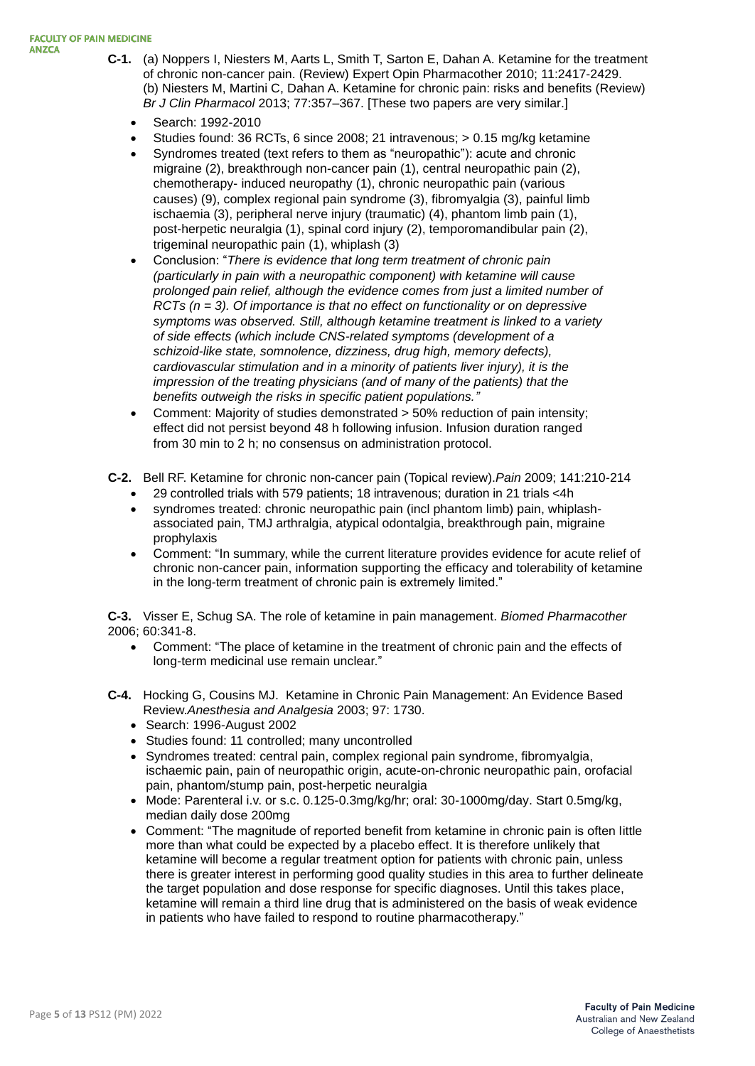**C-1.** (a) Noppers I, Niesters M, Aarts L, Smith T, Sarton E, Dahan A. Ketamine for the treatment of chronic non-cancer pain. (Review) Expert Opin Pharmacother 2010; 11:2417-2429.
(b) Niesters M, Martini C, Dahan A. Ketamine for chronic pain: risks and benefits (Review) *Br J Clin Pharmacol* 2013; 77:357–367. [These two papers are very similar.]

- Search: 1992-2010
- Studies found: 36 RCTs, 6 since 2008; 21 intravenous; > 0.15 mg/kg ketamine
- Syndromes treated (text refers to them as "neuropathic"): acute and chronic migraine (2), breakthrough non-cancer pain (1), central neuropathic pain (2), chemotherapy- induced neuropathy (1), chronic neuropathic pain (various causes) (9), complex regional pain syndrome (3), fibromyalgia (3), painful limb ischaemia (3), peripheral nerve injury (traumatic) (4), phantom limb pain (1), post-herpetic neuralgia (1), spinal cord injury (2), temporomandibular pain (2), trigeminal neuropathic pain (1), whiplash (3)
- Conclusion: "*There is evidence that long term treatment of chronic pain (particularly in pain with a neuropathic component) with ketamine will cause prolonged pain relief, although the evidence comes from just a limited number of RCTs (n = 3). Of importance is that no effect on functionality or on depressive symptoms was observed. Still, although ketamine treatment is linked to a variety of side effects (which include CNS-related symptoms (development of a schizoid-like state, somnolence, dizziness, drug high, memory defects), cardiovascular stimulation and in a minority of patients liver injury), it is the impression of the treating physicians (and of many of the patients) that the benefits outweigh the risks in specific patient populations."*
- Comment: Majority of studies demonstrated > 50% reduction of pain intensity; effect did not persist beyond 48 h following infusion. Infusion duration ranged from 30 min to 2 h; no consensus on administration protocol.

**C-2.** Bell RF. Ketamine for chronic non-cancer pain (Topical review).*Pain* 2009; 141:210-214

- 29 controlled trials with 579 patients; 18 intravenous; duration in 21 trials <4h
- syndromes treated: chronic neuropathic pain (incl phantom limb) pain, whiplash-associated pain, TMJ arthralgia, atypical odontalgia, breakthrough pain, migraine prophylaxis
- Comment: "In summary, while the current literature provides evidence for acute relief of chronic non-cancer pain, information supporting the efficacy and tolerability of ketamine in the long-term treatment of chronic pain is extremely limited."

**C-3.** Visser E, Schug SA. The role of ketamine in pain management. *Biomed Pharmacother* 2006; 60:341-8.

- Comment: "The place of ketamine in the treatment of chronic pain and the effects of long-term medicinal use remain unclear."

**C-4.** Hocking G, Cousins MJ. Ketamine in Chronic Pain Management: An Evidence Based Review.*Anesthesia and Analgesia* 2003; 97: 1730.

- Search: 1996-August 2002
- Studies found: 11 controlled; many uncontrolled
- Syndromes treated: central pain, complex regional pain syndrome, fibromyalgia, ischaemic pain, pain of neuropathic origin, acute-on-chronic neuropathic pain, orofacial pain, phantom/stump pain, post-herpetic neuralgia
- Mode: Parenteral i.v. or s.c. 0.125-0.3mg/kg/hr; oral: 30-1000mg/day. Start 0.5mg/kg, median daily dose 200mg
- Comment: "The magnitude of reported benefit from ketamine in chronic pain is often little more than what could be expected by a placebo effect. It is therefore unlikely that ketamine will become a regular treatment option for patients with chronic pain, unless there is greater interest in performing good quality studies in this area to further delineate the target population and dose response for specific diagnoses. Until this takes place, ketamine will remain a third line drug that is administered on the basis of weak evidence in patients who have failed to respond to routine pharmacotherapy."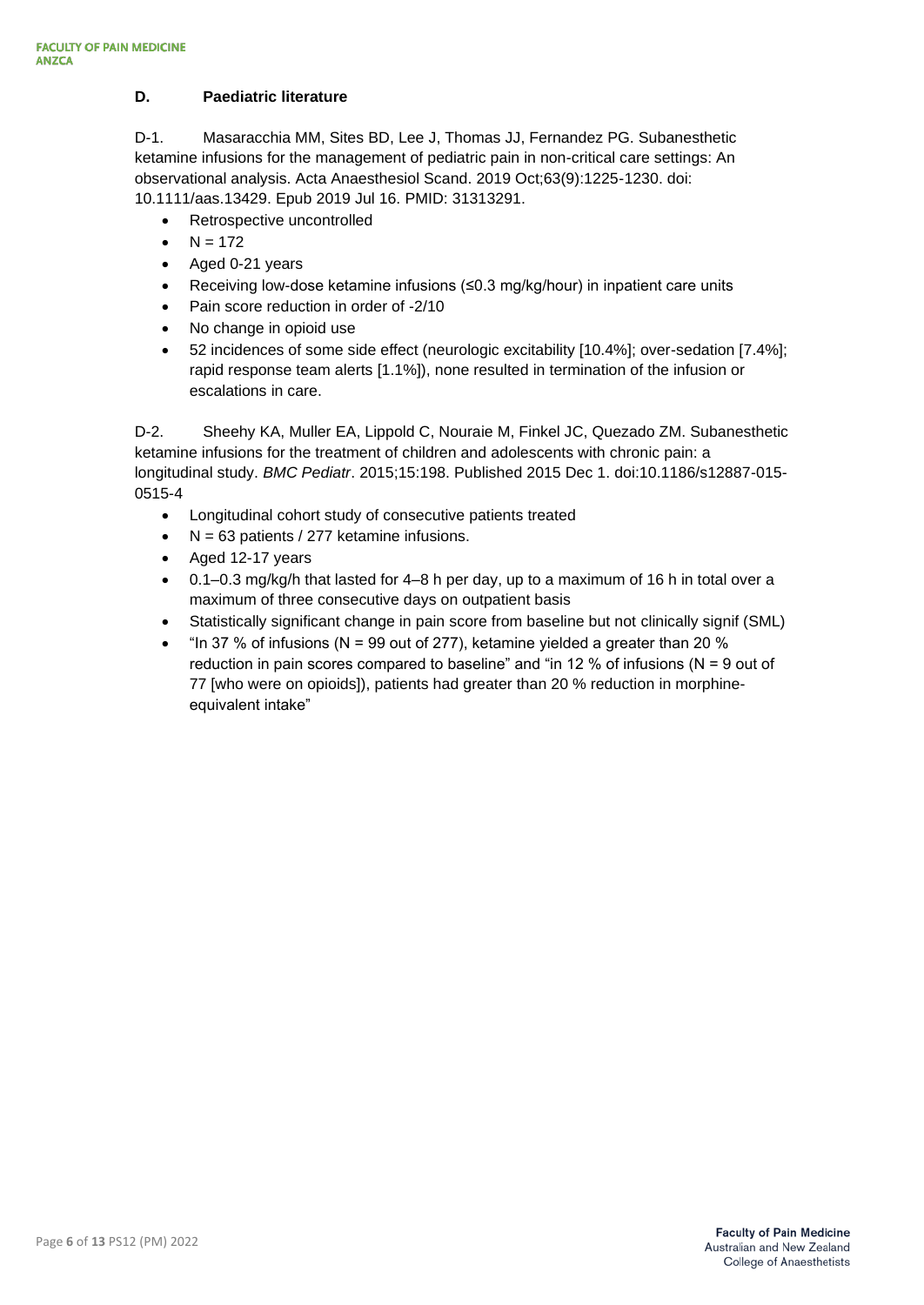### D. Paediatric literature

D-1. Masaracchia MM, Sites BD, Lee J, Thomas JJ, Fernandez PG. Subanesthetic ketamine infusions for the management of pediatric pain in non-critical care settings: An observational analysis. Acta Anaesthesiol Scand. 2019 Oct;63(9):1225-1230. doi: 10.1111/aas.13429. Epub 2019 Jul 16. PMID: 31313291.

- Retrospective uncontrolled
- N = 172
- Aged 0-21 years
- Receiving low-dose ketamine infusions (≤0.3 mg/kg/hour) in inpatient care units
- Pain score reduction in order of -2/10
- No change in opioid use
- 52 incidences of some side effect (neurologic excitability [10.4%]; over-sedation [7.4%]; rapid response team alerts [1.1%]), none resulted in termination of the infusion or escalations in care.

D-2. Sheehy KA, Muller EA, Lippold C, Nouraie M, Finkel JC, Quezado ZM. Subanesthetic ketamine infusions for the treatment of children and adolescents with chronic pain: a longitudinal study. *BMC Pediatr*. 2015;15:198. Published 2015 Dec 1. doi:10.1186/s12887-015-0515-4

- Longitudinal cohort study of consecutive patients treated
- N = 63 patients / 277 ketamine infusions.
- Aged 12-17 years
- 0.1–0.3 mg/kg/h that lasted for 4–8 h per day, up to a maximum of 16 h in total over a maximum of three consecutive days on outpatient basis
- Statistically significant change in pain score from baseline but not clinically signif (SML)
- "In 37 % of infusions (N = 99 out of 277), ketamine yielded a greater than 20 % reduction in pain scores compared to baseline" and "in 12 % of infusions (N = 9 out of 77 [who were on opioids]), patients had greater than 20 % reduction in morphine-equivalent intake"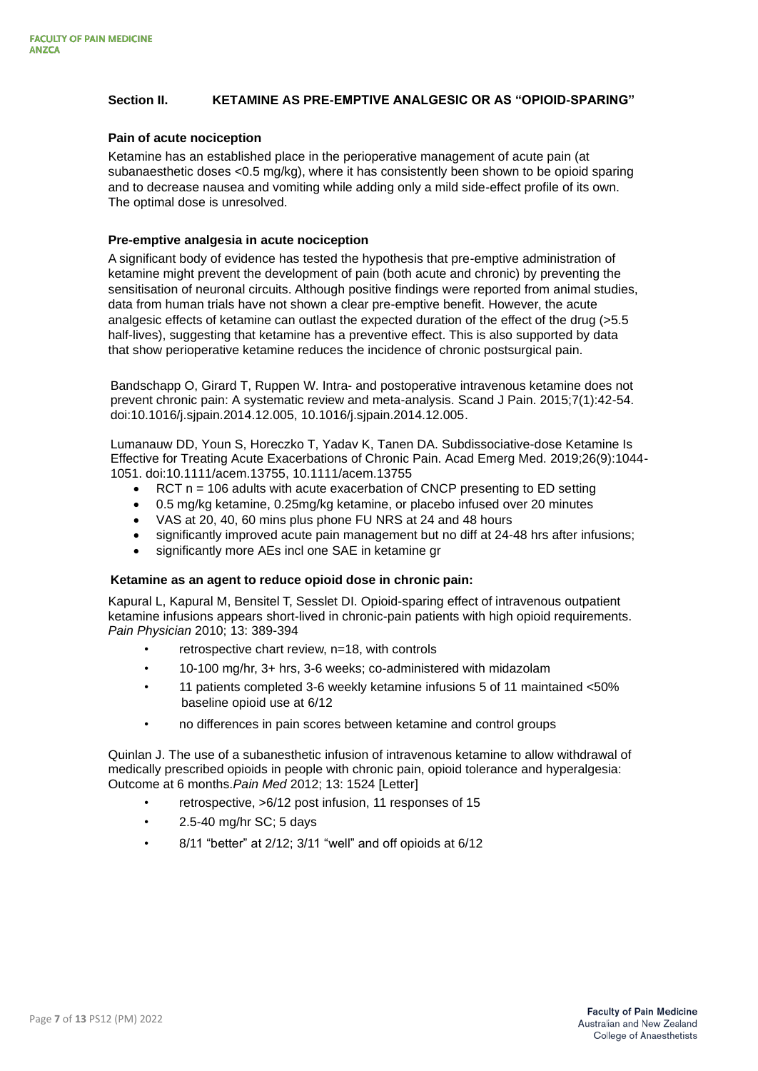## Section II. KETAMINE AS PRE-EMPTIVE ANALGESIC OR AS "OPIOID-SPARING"

### Pain of acute nociception

Ketamine has an established place in the perioperative management of acute pain (at subanaesthetic doses <0.5 mg/kg), where it has consistently been shown to be opioid sparing and to decrease nausea and vomiting while adding only a mild side-effect profile of its own. The optimal dose is unresolved.

### Pre-emptive analgesia in acute nociception

A significant body of evidence has tested the hypothesis that pre-emptive administration of ketamine might prevent the development of pain (both acute and chronic) by preventing the sensitisation of neuronal circuits. Although positive findings were reported from animal studies, data from human trials have not shown a clear pre-emptive benefit. However, the acute analgesic effects of ketamine can outlast the expected duration of the effect of the drug (>5.5 half-lives), suggesting that ketamine has a preventive effect. This is also supported by data that show perioperative ketamine reduces the incidence of chronic postsurgical pain.

Bandschapp O, Girard T, Ruppen W. Intra- and postoperative intravenous ketamine does not prevent chronic pain: A systematic review and meta-analysis. Scand J Pain. 2015;7(1):42-54. doi:10.1016/j.sjpain.2014.12.005, 10.1016/j.sjpain.2014.12.005.

Lumanauw DD, Youn S, Horeczko T, Yadav K, Tanen DA. Subdissociative-dose Ketamine Is Effective for Treating Acute Exacerbations of Chronic Pain. Acad Emerg Med. 2019;26(9):1044-1051. doi:10.1111/acem.13755, 10.1111/acem.13755

- RCT n = 106 adults with acute exacerbation of CNCP presenting to ED setting
- 0.5 mg/kg ketamine, 0.25mg/kg ketamine, or placebo infused over 20 minutes
- VAS at 20, 40, 60 mins plus phone FU NRS at 24 and 48 hours
- significantly improved acute pain management but no diff at 24-48 hrs after infusions;
- significantly more AEs incl one SAE in ketamine gr

### Ketamine as an agent to reduce opioid dose in chronic pain:

Kapural L, Kapural M, Bensitel T, Sesslet DI. Opioid-sparing effect of intravenous outpatient ketamine infusions appears short-lived in chronic-pain patients with high opioid requirements. *Pain Physician* 2010; 13: 389-394

- retrospective chart review, n=18, with controls
- 10-100 mg/hr, 3+ hrs, 3-6 weeks; co-administered with midazolam
- 11 patients completed 3-6 weekly ketamine infusions 5 of 11 maintained <50% baseline opioid use at 6/12
- no differences in pain scores between ketamine and control groups

Quinlan J. The use of a subanesthetic infusion of intravenous ketamine to allow withdrawal of medically prescribed opioids in people with chronic pain, opioid tolerance and hyperalgesia: Outcome at 6 months. *Pain Med* 2012; 13: 1524 [Letter]

- retrospective, >6/12 post infusion, 11 responses of 15
- 2.5-40 mg/hr SC; 5 days
- 8/11 "better" at 2/12; 3/11 "well" and off opioids at 6/12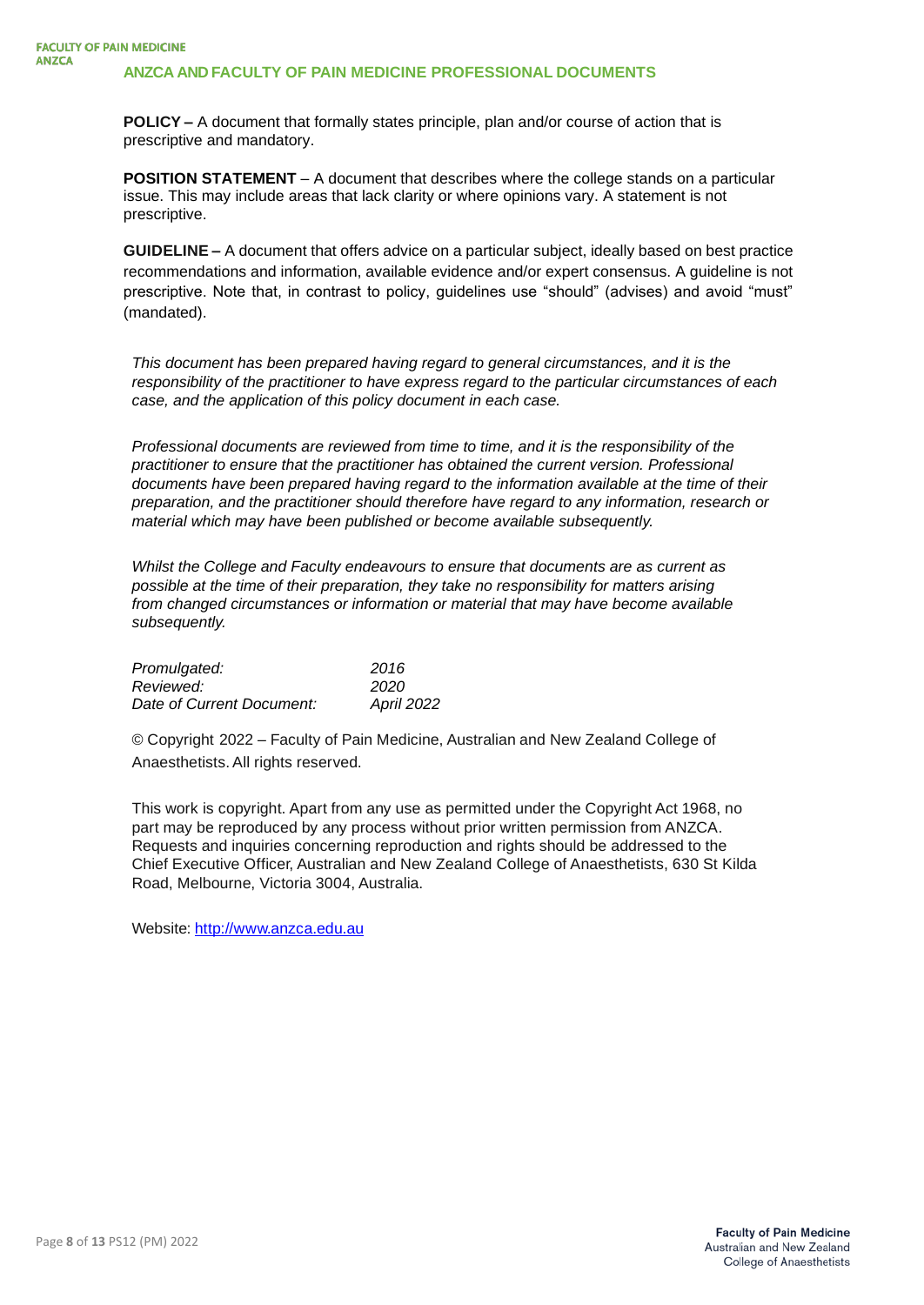## ANZCA AND FACULTY OF PAIN MEDICINE PROFESSIONAL DOCUMENTS

**POLICY –** A document that formally states principle, plan and/or course of action that is prescriptive and mandatory.

**POSITION STATEMENT** – A document that describes where the college stands on a particular issue. This may include areas that lack clarity or where opinions vary. A statement is not prescriptive.

**GUIDELINE –** A document that offers advice on a particular subject, ideally based on best practice recommendations and information, available evidence and/or expert consensus. A guideline is not prescriptive. Note that, in contrast to policy, guidelines use "should" (advises) and avoid "must" (mandated).

*This document has been prepared having regard to general circumstances, and it is the responsibility of the practitioner to have express regard to the particular circumstances of each case, and the application of this policy document in each case.*

*Professional documents are reviewed from time to time, and it is the responsibility of the practitioner to ensure that the practitioner has obtained the current version. Professional documents have been prepared having regard to the information available at the time of their preparation, and the practitioner should therefore have regard to any information, research or material which may have been published or become available subsequently.*

*Whilst the College and Faculty endeavours to ensure that documents are as current as possible at the time of their preparation, they take no responsibility for matters arising from changed circumstances or information or material that may have become available subsequently.*

| | |
|---|---|
| *Promulgated:* | *2016* |
| *Reviewed:* | *2020* |
| *Date of Current Document:* | *April 2022* |

© Copyright 2022 – Faculty of Pain Medicine, Australian and New Zealand College of Anaesthetists. All rights reserved.

This work is copyright. Apart from any use as permitted under the Copyright Act 1968, no part may be reproduced by any process without prior written permission from ANZCA. Requests and inquiries concerning reproduction and rights should be addressed to the Chief Executive Officer, Australian and New Zealand College of Anaesthetists, 630 St Kilda Road, Melbourne, Victoria 3004, Australia.

Website: [http://www.anzca.edu.au](http://www.anzca.edu.au)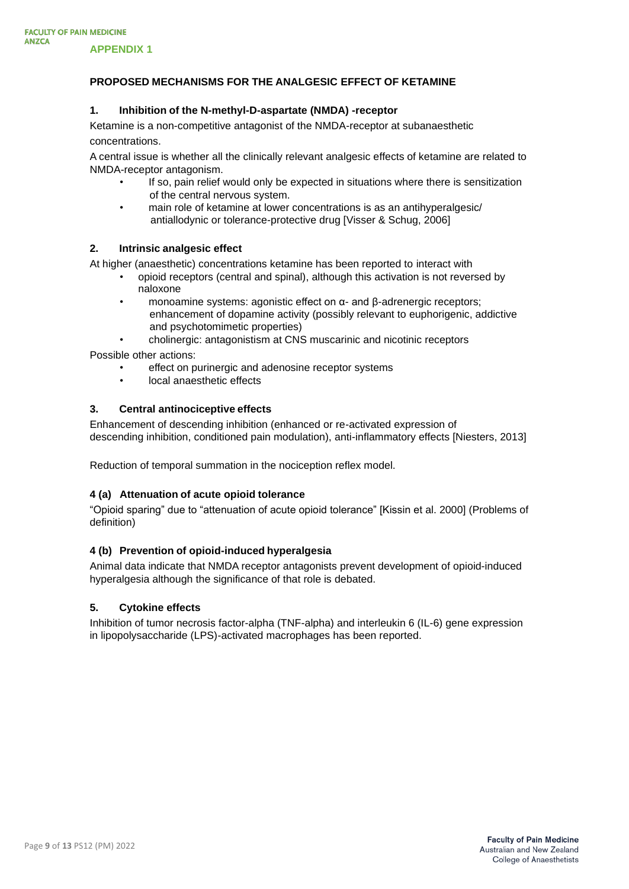## APPENDIX 1

### PROPOSED MECHANISMS FOR THE ANALGESIC EFFECT OF KETAMINE

#### 1. Inhibition of the N-methyl-D-aspartate (NMDA) -receptor

Ketamine is a non-competitive antagonist of the NMDA-receptor at subanaesthetic concentrations.

A central issue is whether all the clinically relevant analgesic effects of ketamine are related to NMDA-receptor antagonism.

- If so, pain relief would only be expected in situations where there is sensitization of the central nervous system.
- main role of ketamine at lower concentrations is as an antihyperalgesic/ antiallodynic or tolerance-protective drug [Visser & Schug, 2006]

#### 2. Intrinsic analgesic effect

At higher (anaesthetic) concentrations ketamine has been reported to interact with

- opioid receptors (central and spinal), although this activation is not reversed by naloxone
- monoamine systems: agonistic effect on α- and β-adrenergic receptors; enhancement of dopamine activity (possibly relevant to euphorigenic, addictive and psychotomimetic properties)
- cholinergic: antagonistism at CNS muscarinic and nicotinic receptors

Possible other actions:

- effect on purinergic and adenosine receptor systems
- local anaesthetic effects

#### 3. Central antinociceptive effects

Enhancement of descending inhibition (enhanced or re-activated expression of descending inhibition, conditioned pain modulation), anti-inflammatory effects [Niesters, 2013]

Reduction of temporal summation in the nociception reflex model.

#### 4 (a) Attenuation of acute opioid tolerance

"Opioid sparing" due to "attenuation of acute opioid tolerance" [Kissin et al. 2000] (Problems of definition)

#### 4 (b) Prevention of opioid-induced hyperalgesia

Animal data indicate that NMDA receptor antagonists prevent development of opioid-induced hyperalgesia although the significance of that role is debated.

#### 5. Cytokine effects

Inhibition of tumor necrosis factor-alpha (TNF-alpha) and interleukin 6 (IL-6) gene expression in lipopolysaccharide (LPS)-activated macrophages has been reported.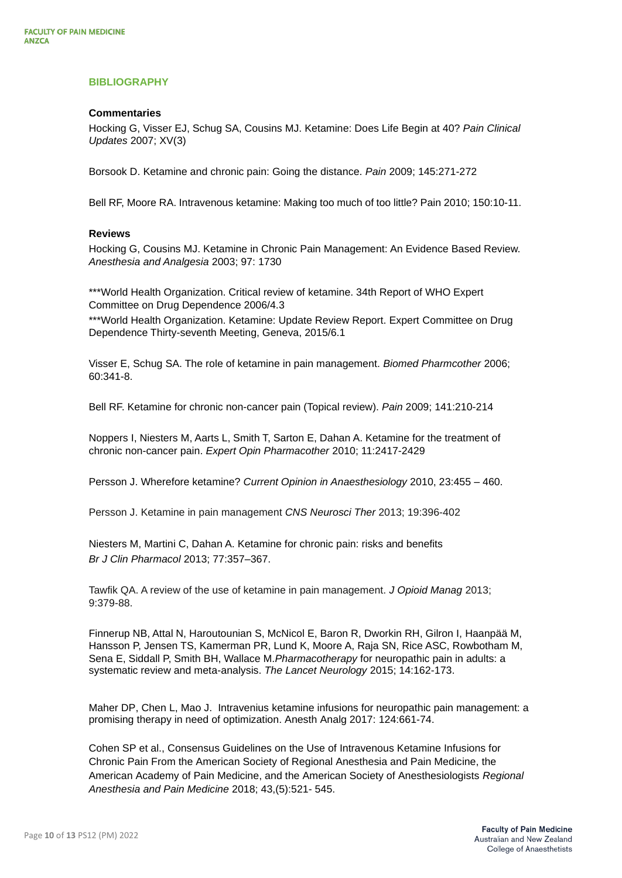## BIBLIOGRAPHY

### Commentaries

Hocking G, Visser EJ, Schug SA, Cousins MJ. Ketamine: Does Life Begin at 40? *Pain Clinical Updates* 2007; XV(3)

Borsook D. Ketamine and chronic pain: Going the distance. *Pain* 2009; 145:271-272

Bell RF, Moore RA. Intravenous ketamine: Making too much of too little? Pain 2010; 150:10-11.

### Reviews

Hocking G, Cousins MJ. Ketamine in Chronic Pain Management: An Evidence Based Review. *Anesthesia and Analgesia* 2003; 97: 1730

***World Health Organization. Critical review of ketamine. 34th Report of WHO Expert Committee on Drug Dependence 2006/4.3

***World Health Organization. Ketamine: Update Review Report. Expert Committee on Drug Dependence Thirty-seventh Meeting, Geneva, 2015/6.1

Visser E, Schug SA. The role of ketamine in pain management. *Biomed Pharmcother* 2006; 60:341-8.

Bell RF. Ketamine for chronic non-cancer pain (Topical review). *Pain* 2009; 141:210-214

Noppers I, Niesters M, Aarts L, Smith T, Sarton E, Dahan A. Ketamine for the treatment of chronic non-cancer pain. *Expert Opin Pharmacother* 2010; 11:2417-2429

Persson J. Wherefore ketamine? *Current Opinion in Anaesthesiology* 2010, 23:455 – 460.

Persson J. Ketamine in pain management *CNS Neurosci Ther* 2013; 19:396-402

Niesters M, Martini C, Dahan A. Ketamine for chronic pain: risks and benefits *Br J Clin Pharmacol* 2013; 77:357–367.

Tawfik QA. A review of the use of ketamine in pain management. *J Opioid Manag* 2013; 9:379-88.

Finnerup NB, Attal N, Haroutounian S, McNicol E, Baron R, Dworkin RH, Gilron I, Haanpää M, Hansson P, Jensen TS, Kamerman PR, Lund K, Moore A, Raja SN, Rice ASC, Rowbotham M, Sena E, Siddall P, Smith BH, Wallace M.*Pharmacotherapy* for neuropathic pain in adults: a systematic review and meta-analysis. *The Lancet Neurology* 2015; 14:162-173.

Maher DP, Chen L, Mao J. Intravenius ketamine infusions for neuropathic pain management: a promising therapy in need of optimization. Anesth Analg 2017: 124:661-74.

Cohen SP et al., Consensus Guidelines on the Use of Intravenous Ketamine Infusions for Chronic Pain From the American Society of Regional Anesthesia and Pain Medicine, the American Academy of Pain Medicine, and the American Society of Anesthesiologists *Regional Anesthesia and Pain Medicine* 2018; 43,(5):521- 545.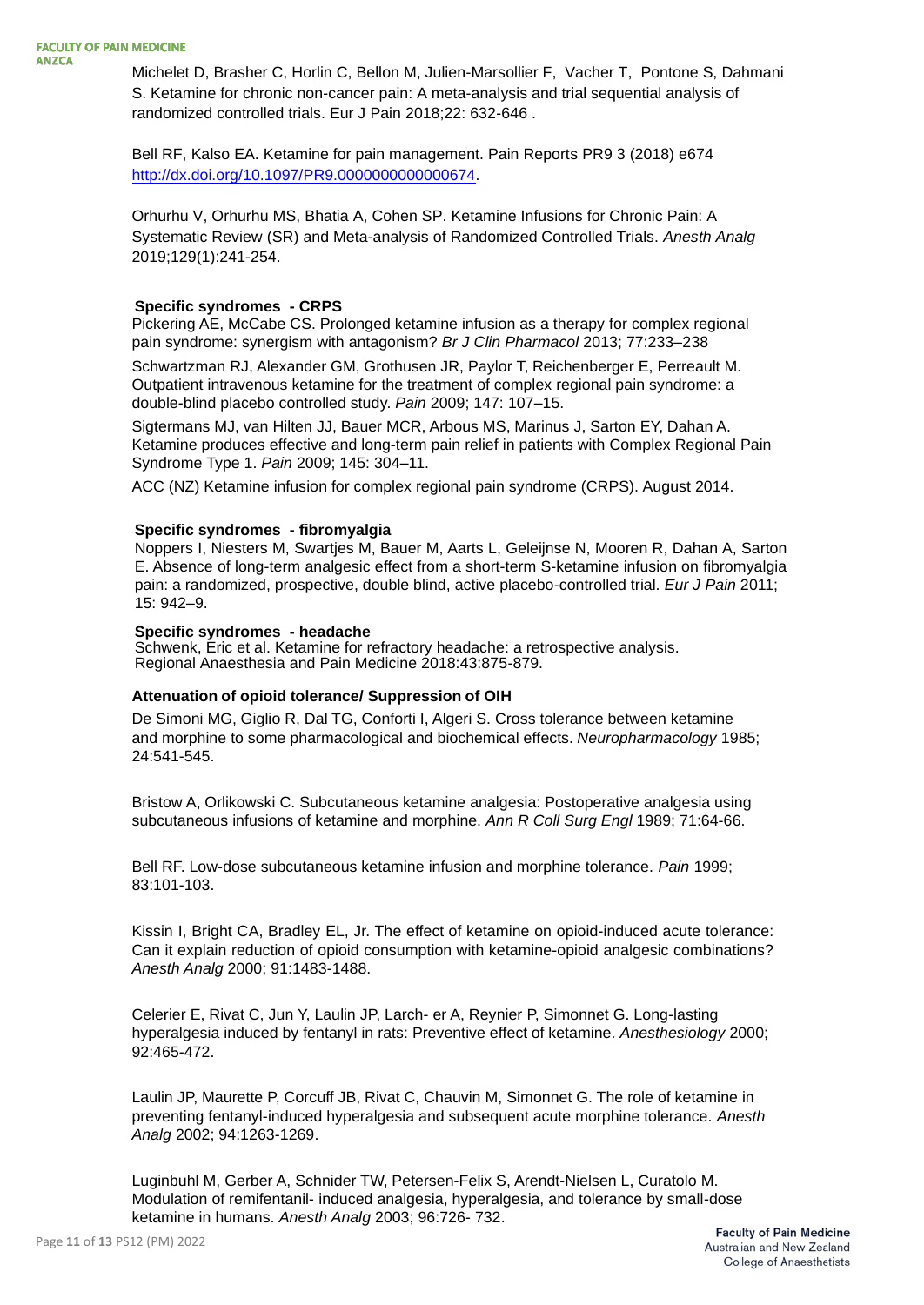Michelet D, Brasher C, Horlin C, Bellon M, Julien-Marsollier F, Vacher T, Pontone S, Dahmani S. Ketamine for chronic non-cancer pain: A meta-analysis and trial sequential analysis of randomized controlled trials. Eur J Pain 2018;22: 632-646 .

Bell RF, Kalso EA. Ketamine for pain management. Pain Reports PR9 3 (2018) e674 http://dx.doi.org/10.1097/PR9.0000000000000674.

Orhurhu V, Orhurhu MS, Bhatia A, Cohen SP. Ketamine Infusions for Chronic Pain: A Systematic Review (SR) and Meta-analysis of Randomized Controlled Trials. *Anesth Analg* 2019;129(1):241-254.

**Specific syndromes - CRPS**

Pickering AE, McCabe CS. Prolonged ketamine infusion as a therapy for complex regional pain syndrome: synergism with antagonism? *Br J Clin Pharmacol* 2013; 77:233–238

Schwartzman RJ, Alexander GM, Grothusen JR, Paylor T, Reichenberger E, Perreault M. Outpatient intravenous ketamine for the treatment of complex regional pain syndrome: a double-blind placebo controlled study. *Pain* 2009; 147: 107–15.

Sigtermans MJ, van Hilten JJ, Bauer MCR, Arbous MS, Marinus J, Sarton EY, Dahan A. Ketamine produces effective and long-term pain relief in patients with Complex Regional Pain Syndrome Type 1. *Pain* 2009; 145: 304–11.

ACC (NZ) Ketamine infusion for complex regional pain syndrome (CRPS). August 2014.

**Specific syndromes - fibromyalgia**

Noppers I, Niesters M, Swartjes M, Bauer M, Aarts L, Geleijnse N, Mooren R, Dahan A, Sarton E. Absence of long-term analgesic effect from a short-term S-ketamine infusion on fibromyalgia pain: a randomized, prospective, double blind, active placebo-controlled trial. *Eur J Pain* 2011; 15: 942–9.

**Specific syndromes - headache**

Schwenk, Eric et al. Ketamine for refractory headache: a retrospective analysis. Regional Anaesthesia and Pain Medicine 2018:43:875-879.

**Attenuation of opioid tolerance/ Suppression of OIH**

De Simoni MG, Giglio R, Dal TG, Conforti I, Algeri S. Cross tolerance between ketamine and morphine to some pharmacological and biochemical effects. *Neuropharmacology* 1985; 24:541-545.

Bristow A, Orlikowski C. Subcutaneous ketamine analgesia: Postoperative analgesia using subcutaneous infusions of ketamine and morphine. *Ann R Coll Surg Engl* 1989; 71:64-66.

Bell RF. Low-dose subcutaneous ketamine infusion and morphine tolerance. *Pain* 1999; 83:101-103.

Kissin I, Bright CA, Bradley EL, Jr. The effect of ketamine on opioid-induced acute tolerance: Can it explain reduction of opioid consumption with ketamine-opioid analgesic combinations? *Anesth Analg* 2000; 91:1483-1488.

Celerier E, Rivat C, Jun Y, Laulin JP, Larch- er A, Reynier P, Simonnet G. Long-lasting hyperalgesia induced by fentanyl in rats: Preventive effect of ketamine. *Anesthesiology* 2000; 92:465-472.

Laulin JP, Maurette P, Corcuff JB, Rivat C, Chauvin M, Simonnet G. The role of ketamine in preventing fentanyl-induced hyperalgesia and subsequent acute morphine tolerance. *Anesth Analg* 2002; 94:1263-1269.

Luginbuhl M, Gerber A, Schnider TW, Petersen-Felix S, Arendt-Nielsen L, Curatolo M. Modulation of remifentanil- induced analgesia, hyperalgesia, and tolerance by small-dose ketamine in humans. *Anesth Analg* 2003; 96:726- 732.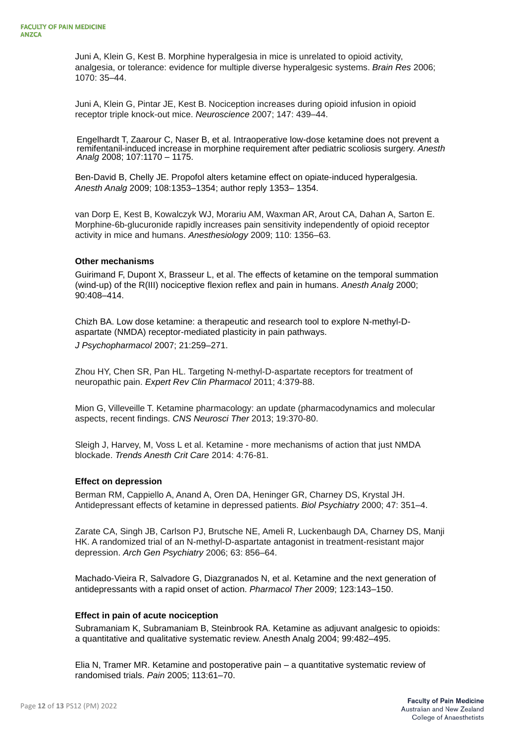Juni A, Klein G, Kest B. Morphine hyperalgesia in mice is unrelated to opioid activity, analgesia, or tolerance: evidence for multiple diverse hyperalgesic systems. *Brain Res* 2006; 1070: 35–44.

Juni A, Klein G, Pintar JE, Kest B. Nociception increases during opioid infusion in opioid receptor triple knock-out mice. *Neuroscience* 2007; 147: 439–44.

Engelhardt T, Zaarour C, Naser B, et al. Intraoperative low-dose ketamine does not prevent a remifentanil-induced increase in morphine requirement after pediatric scoliosis surgery. *Anesth Analg* 2008; 107:1170 – 1175.

Ben-David B, Chelly JE. Propofol alters ketamine effect on opiate-induced hyperalgesia. *Anesth Analg* 2009; 108:1353–1354; author reply 1353– 1354.

van Dorp E, Kest B, Kowalczyk WJ, Morariu AM, Waxman AR, Arout CA, Dahan A, Sarton E. Morphine-6b-glucuronide rapidly increases pain sensitivity independently of opioid receptor activity in mice and humans. *Anesthesiology* 2009; 110: 1356–63.

**Other mechanisms**

Guirimand F, Dupont X, Brasseur L, et al. The effects of ketamine on the temporal summation (wind-up) of the R(III) nociceptive flexion reflex and pain in humans. *Anesth Analg* 2000; 90:408–414.

Chizh BA. Low dose ketamine: a therapeutic and research tool to explore N-methyl-D-aspartate (NMDA) receptor-mediated plasticity in pain pathways. *J Psychopharmacol* 2007; 21:259–271.

Zhou HY, Chen SR, Pan HL. Targeting N-methyl-D-aspartate receptors for treatment of neuropathic pain. *Expert Rev Clin Pharmacol* 2011; 4:379-88.

Mion G, Villeveille T. Ketamine pharmacology: an update (pharmacodynamics and molecular aspects, recent findings. *CNS Neurosci Ther* 2013; 19:370-80.

Sleigh J, Harvey, M, Voss L et al. Ketamine - more mechanisms of action that just NMDA blockade. *Trends Anesth Crit Care* 2014: 4:76-81.

**Effect on depression**

Berman RM, Cappiello A, Anand A, Oren DA, Heninger GR, Charney DS, Krystal JH. Antidepressant effects of ketamine in depressed patients. *Biol Psychiatry* 2000; 47: 351–4.

Zarate CA, Singh JB, Carlson PJ, Brutsche NE, Ameli R, Luckenbaugh DA, Charney DS, Manji HK. A randomized trial of an N-methyl-D-aspartate antagonist in treatment-resistant major depression. *Arch Gen Psychiatry* 2006; 63: 856–64.

Machado-Vieira R, Salvadore G, Diazgranados N, et al. Ketamine and the next generation of antidepressants with a rapid onset of action. *Pharmacol Ther* 2009; 123:143–150.

**Effect in pain of acute nociception**

Subramaniam K, Subramaniam B, Steinbrook RA. Ketamine as adjuvant analgesic to opioids: a quantitative and qualitative systematic review. Anesth Analg 2004; 99:482–495.

Elia N, Tramer MR. Ketamine and postoperative pain – a quantitative systematic review of randomised trials. *Pain* 2005; 113:61–70.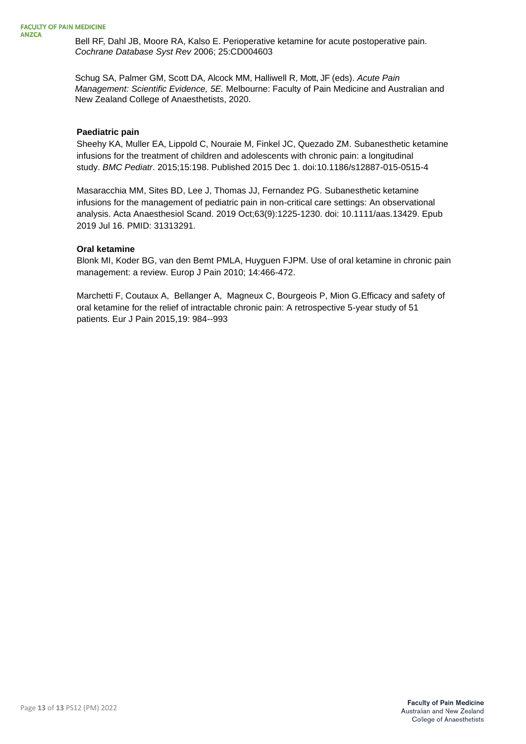Bell RF, Dahl JB, Moore RA, Kalso E. Perioperative ketamine for acute postoperative pain. *Cochrane Database Syst Rev* 2006; 25:CD004603

Schug SA, Palmer GM, Scott DA, Alcock MM, Halliwell R, Mott, JF (eds). *Acute Pain Management: Scientific Evidence, 5E.* Melbourne: Faculty of Pain Medicine and Australian and New Zealand College of Anaesthetists, 2020.

**Paediatric pain**

Sheehy KA, Muller EA, Lippold C, Nouraie M, Finkel JC, Quezado ZM. Subanesthetic ketamine infusions for the treatment of children and adolescents with chronic pain: a longitudinal study. *BMC Pediatr*. 2015;15:198. Published 2015 Dec 1. doi:10.1186/s12887-015-0515-4

Masaracchia MM, Sites BD, Lee J, Thomas JJ, Fernandez PG. Subanesthetic ketamine infusions for the management of pediatric pain in non-critical care settings: An observational analysis. Acta Anaesthesiol Scand. 2019 Oct;63(9):1225-1230. doi: 10.1111/aas.13429. Epub 2019 Jul 16. PMID: 31313291.

**Oral ketamine**

Blonk MI, Koder BG, van den Bemt PMLA, Huyguen FJPM. Use of oral ketamine in chronic pain management: a review. Europ J Pain 2010; 14:466-472.

Marchetti F, Coutaux A, Bellanger A, Magneux C, Bourgeois P, Mion G.Efficacy and safety of oral ketamine for the relief of intractable chronic pain: A retrospective 5-year study of 51 patients. Eur J Pain 2015,19: 984--993